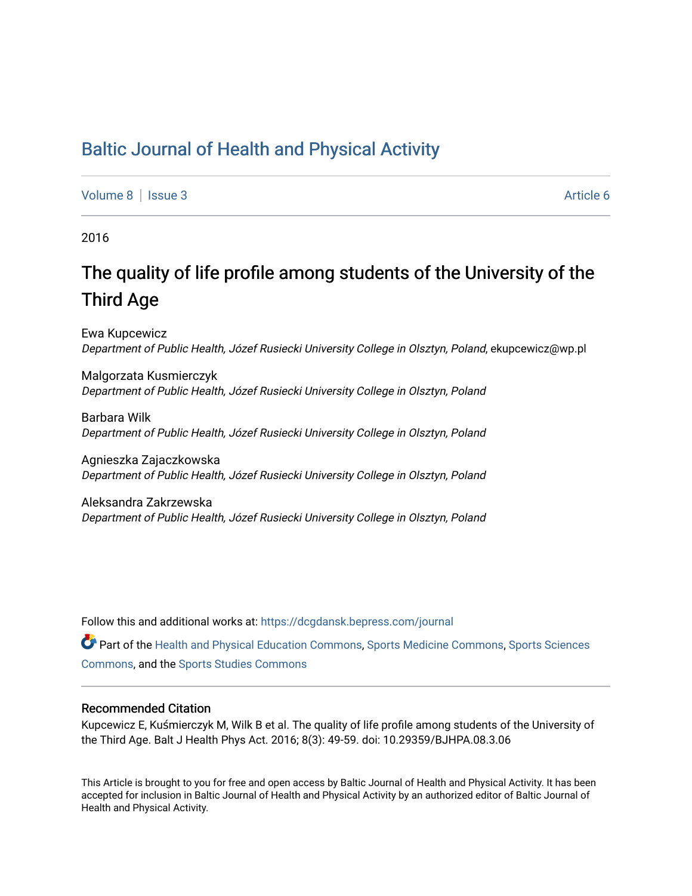# Baltic Journal of Health and Physical Activity

Volume 8 | Issue 3 Article 6

2016

## The quality of life profile among students of the University of the Third Age

Ewa Kupcewicz
*Department of Public Health, Józef Rusiecki University College in Olsztyn, Poland*, ekupcewicz@wp.pl

Malgorzata Kusmierczyk
*Department of Public Health, Józef Rusiecki University College in Olsztyn, Poland*

Barbara Wilk
*Department of Public Health, Józef Rusiecki University College in Olsztyn, Poland*

Agnieszka Zajaczkowska
*Department of Public Health, Józef Rusiecki University College in Olsztyn, Poland*

Aleksandra Zakrzewska
*Department of Public Health, Józef Rusiecki University College in Olsztyn, Poland*

Follow this and additional works at: https://dcgdansk.bepress.com/journal

Part of the Health and Physical Education Commons, Sports Medicine Commons, Sports Sciences Commons, and the Sports Studies Commons

### Recommended Citation

Kupcewicz E, Kuśmierczyk M, Wilk B et al. The quality of life profile among students of the University of the Third Age. Balt J Health Phys Act. 2016; 8(3): 49-59. doi: 10.29359/BJHPA.08.3.06

This Article is brought to you for free and open access by Baltic Journal of Health and Physical Activity. It has been accepted for inclusion in Baltic Journal of Health and Physical Activity by an authorized editor of Baltic Journal of Health and Physical Activity.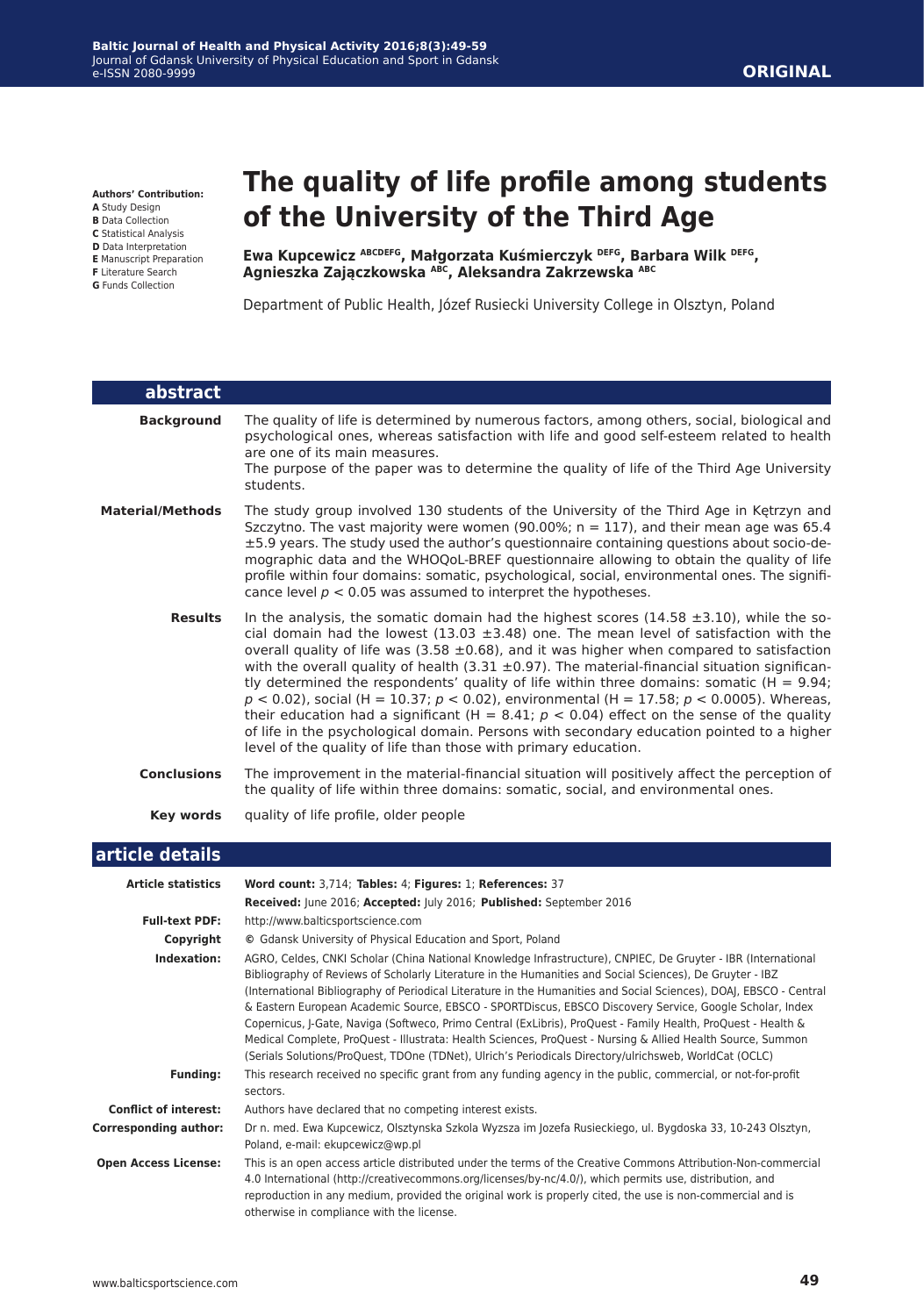# The quality of life profile among students of the University of the Third Age

**Ewa Kupcewicz [ABCDEFG], Małgorzata Kuśmierczyk [DEFG], Barbara Wilk [DEFG], Agnieszka Zajączkowska [ABC], Aleksandra Zakrzewska [ABC]**

Department of Public Health, Józef Rusiecki University College in Olsztyn, Poland

**Authors' Contribution:**
**A** Study Design
**B** Data Collection
**C** Statistical Analysis
**D** Data Interpretation
**E** Manuscript Preparation
**F** Literature Search
**G** Funds Collection

## abstract

**Background**

The quality of life is determined by numerous factors, among others, social, biological and psychological ones, whereas satisfaction with life and good self-esteem related to health are one of its main measures.

The purpose of the paper was to determine the quality of life of the Third Age University students.

**Material/Methods**

The study group involved 130 students of the University of the Third Age in Kętrzyn and Szczytno. The vast majority were women (90.00%; n = 117), and their mean age was 65.4 ±5.9 years. The study used the author's questionnaire containing questions about socio-demographic data and the WHOQoL-BREF questionnaire allowing to obtain the quality of life profile within four domains: somatic, psychological, social, environmental ones. The significance level $p < 0.05$ was assumed to interpret the hypotheses.

**Results**

In the analysis, the somatic domain had the highest scores (14.58 ±3.10), while the social domain had the lowest (13.03 ±3.48) one. The mean level of satisfaction with the overall quality of life was (3.58 ±0.68), and it was higher when compared to satisfaction with the overall quality of health (3.31 ±0.97). The material-financial situation significantly determined the respondents' quality of life within three domains: somatic (H = 9.94; $p < 0.02$), social (H = 10.37; $p < 0.02$), environmental (H = 17.58; $p < 0.0005$). Whereas, their education had a significant (H = 8.41; $p < 0.04$) effect on the sense of the quality of life in the psychological domain. Persons with secondary education pointed to a higher level of the quality of life than those with primary education.

**Conclusions**

The improvement in the material-financial situation will positively affect the perception of the quality of life within three domains: somatic, social, and environmental ones.

**Key words**

quality of life profile, older people

## article details

**Article statistics**
**Word count:** 3,714; **Tables:** 4; **Figures:** 1; **References:** 37
**Received:** June 2016; **Accepted:** July 2016; **Published:** September 2016

**Full-text PDF:** http://www.balticsportscience.com

**Copyright** © Gdansk University of Physical Education and Sport, Poland

**Indexation:** AGRO, Celdes, CNKI Scholar (China National Knowledge Infrastructure), CNPIEC, De Gruyter - IBR (International Bibliography of Reviews of Scholarly Literature in the Humanities and Social Sciences), De Gruyter - IBZ (International Bibliography of Periodical Literature in the Humanities and Social Sciences), DOAJ, EBSCO - Central & Eastern European Academic Source, EBSCO - SPORTDiscus, EBSCO Discovery Service, Google Scholar, Index Copernicus, J-Gate, Naviga (Softweco, Primo Central (ExLibris), ProQuest - Family Health, ProQuest - Health & Medical Complete, ProQuest - Illustrata: Health Sciences, ProQuest - Nursing & Allied Health Source, Summon (Serials Solutions/ProQuest, TDOne (TDNet), Ulrich's Periodicals Directory/ulrichsweb, WorldCat (OCLC)

**Funding:** This research received no specific grant from any funding agency in the public, commercial, or not-for-profit sectors.

**Conflict of interest:** Authors have declared that no competing interest exists.

**Corresponding author:** Dr n. med. Ewa Kupcewicz, Olsztynska Szkola Wyzsza im Jozefa Rusieckiego, ul. Bygdoska 33, 10-243 Olsztyn, Poland, e-mail: ekupcewicz@wp.pl

**Open Access License:** This is an open access article distributed under the terms of the Creative Commons Attribution-Non-commercial 4.0 International (http://creativecommons.org/licenses/by-nc/4.0/), which permits use, distribution, and reproduction in any medium, provided the original work is properly cited, the use is non-commercial and is otherwise in compliance with the license.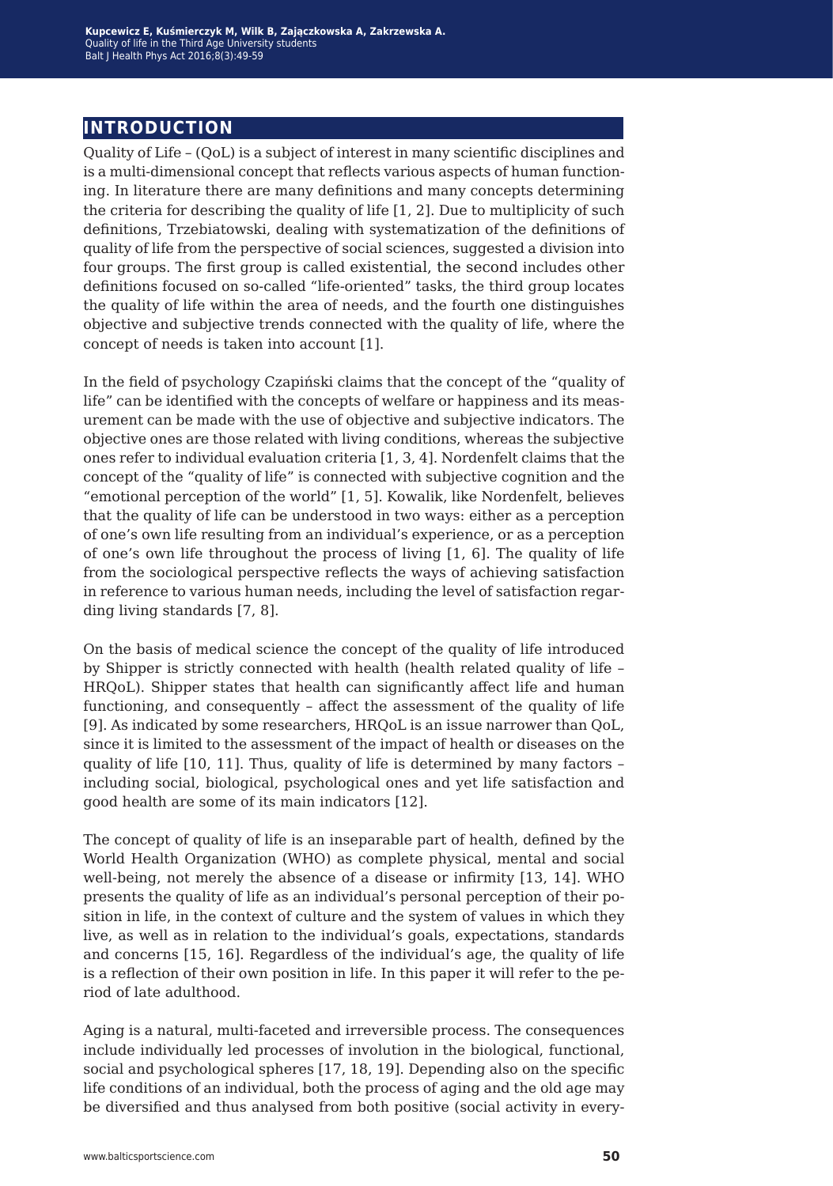## INTRODUCTION

Quality of Life – (QoL) is a subject of interest in many scientific disciplines and is a multi-dimensional concept that reflects various aspects of human functioning. In literature there are many definitions and many concepts determining the criteria for describing the quality of life [1, 2]. Due to multiplicity of such definitions, Trzebiatowski, dealing with systematization of the definitions of quality of life from the perspective of social sciences, suggested a division into four groups. The first group is called existential, the second includes other definitions focused on so-called "life-oriented" tasks, the third group locates the quality of life within the area of needs, and the fourth one distinguishes objective and subjective trends connected with the quality of life, where the concept of needs is taken into account [1].

In the field of psychology Czapiński claims that the concept of the "quality of life" can be identified with the concepts of welfare or happiness and its measurement can be made with the use of objective and subjective indicators. The objective ones are those related with living conditions, whereas the subjective ones refer to individual evaluation criteria [1, 3, 4]. Nordenfelt claims that the concept of the "quality of life" is connected with subjective cognition and the "emotional perception of the world" [1, 5]. Kowalik, like Nordenfelt, believes that the quality of life can be understood in two ways: either as a perception of one's own life resulting from an individual's experience, or as a perception of one's own life throughout the process of living [1, 6]. The quality of life from the sociological perspective reflects the ways of achieving satisfaction in reference to various human needs, including the level of satisfaction regarding living standards [7, 8].

On the basis of medical science the concept of the quality of life introduced by Shipper is strictly connected with health (health related quality of life – HRQoL). Shipper states that health can significantly affect life and human functioning, and consequently – affect the assessment of the quality of life [9]. As indicated by some researchers, HRQoL is an issue narrower than QoL, since it is limited to the assessment of the impact of health or diseases on the quality of life [10, 11]. Thus, quality of life is determined by many factors – including social, biological, psychological ones and yet life satisfaction and good health are some of its main indicators [12].

The concept of quality of life is an inseparable part of health, defined by the World Health Organization (WHO) as complete physical, mental and social well-being, not merely the absence of a disease or infirmity [13, 14]. WHO presents the quality of life as an individual's personal perception of their position in life, in the context of culture and the system of values in which they live, as well as in relation to the individual's goals, expectations, standards and concerns [15, 16]. Regardless of the individual's age, the quality of life is a reflection of their own position in life. In this paper it will refer to the period of late adulthood.

Aging is a natural, multi-faceted and irreversible process. The consequences include individually led processes of involution in the biological, functional, social and psychological spheres [17, 18, 19]. Depending also on the specific life conditions of an individual, both the process of aging and the old age may be diversified and thus analysed from both positive (social activity in every-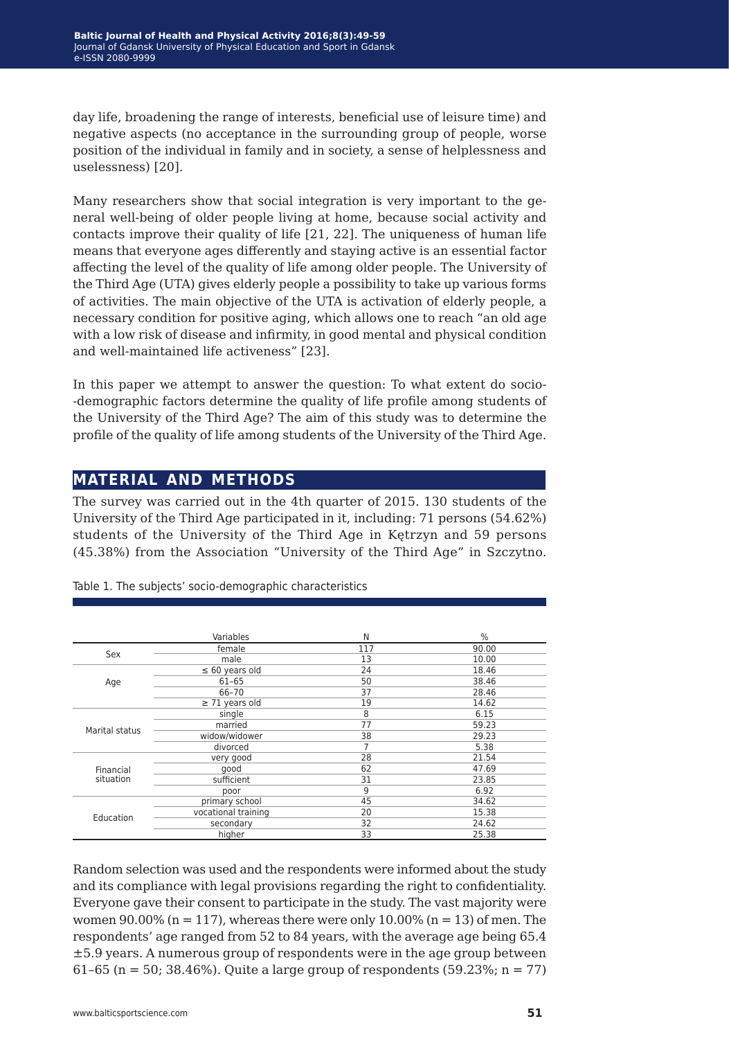day life, broadening the range of interests, beneficial use of leisure time) and negative aspects (no acceptance in the surrounding group of people, worse position of the individual in family and in society, a sense of helplessness and uselessness) [20].

Many researchers show that social integration is very important to the general well-being of older people living at home, because social activity and contacts improve their quality of life [21, 22]. The uniqueness of human life means that everyone ages differently and staying active is an essential factor affecting the level of the quality of life among older people. The University of the Third Age (UTA) gives elderly people a possibility to take up various forms of activities. The main objective of the UTA is activation of elderly people, a necessary condition for positive aging, which allows one to reach "an old age with a low risk of disease and infirmity, in good mental and physical condition and well-maintained life activeness" [23].

In this paper we attempt to answer the question: To what extent do socio-demographic factors determine the quality of life profile among students of the University of the Third Age? The aim of this study was to determine the profile of the quality of life among students of the University of the Third Age.

## MATERIAL AND METHODS

The survey was carried out in the 4th quarter of 2015. 130 students of the University of the Third Age participated in it, including: 71 persons (54.62%) students of the University of the Third Age in Kętrzyn and 59 persons (45.38%) from the Association "University of the Third Age" in Szczytno.

Table 1. The subjects' socio-demographic characteristics

| | Variables | N | % |
|---|---|---|---|
| Sex | female | 117 | 90.00 |
| | male | 13 | 10.00 |
| Age | ≤ 60 years old | 24 | 18.46 |
| | 61–65 | 50 | 38.46 |
| | 66–70 | 37 | 28.46 |
| | ≥ 71 years old | 19 | 14.62 |
| Marital status | single | 8 | 6.15 |
| | married | 77 | 59.23 |
| | widow/widower | 38 | 29.23 |
| | divorced | 7 | 5.38 |
| Financial situation | very good | 28 | 21.54 |
| | good | 62 | 47.69 |
| | sufficient | 31 | 23.85 |
| | poor | 9 | 6.92 |
| Education | primary school | 45 | 34.62 |
| | vocational training | 20 | 15.38 |
| | secondary | 32 | 24.62 |
| | higher | 33 | 25.38 |

Random selection was used and the respondents were informed about the study and its compliance with legal provisions regarding the right to confidentiality. Everyone gave their consent to participate in the study. The vast majority were women 90.00% (n = 117), whereas there were only 10.00% (n = 13) of men. The respondents' age ranged from 52 to 84 years, with the average age being 65.4 ±5.9 years. A numerous group of respondents were in the age group between 61–65 (n = 50; 38.46%). Quite a large group of respondents (59.23%; n = 77)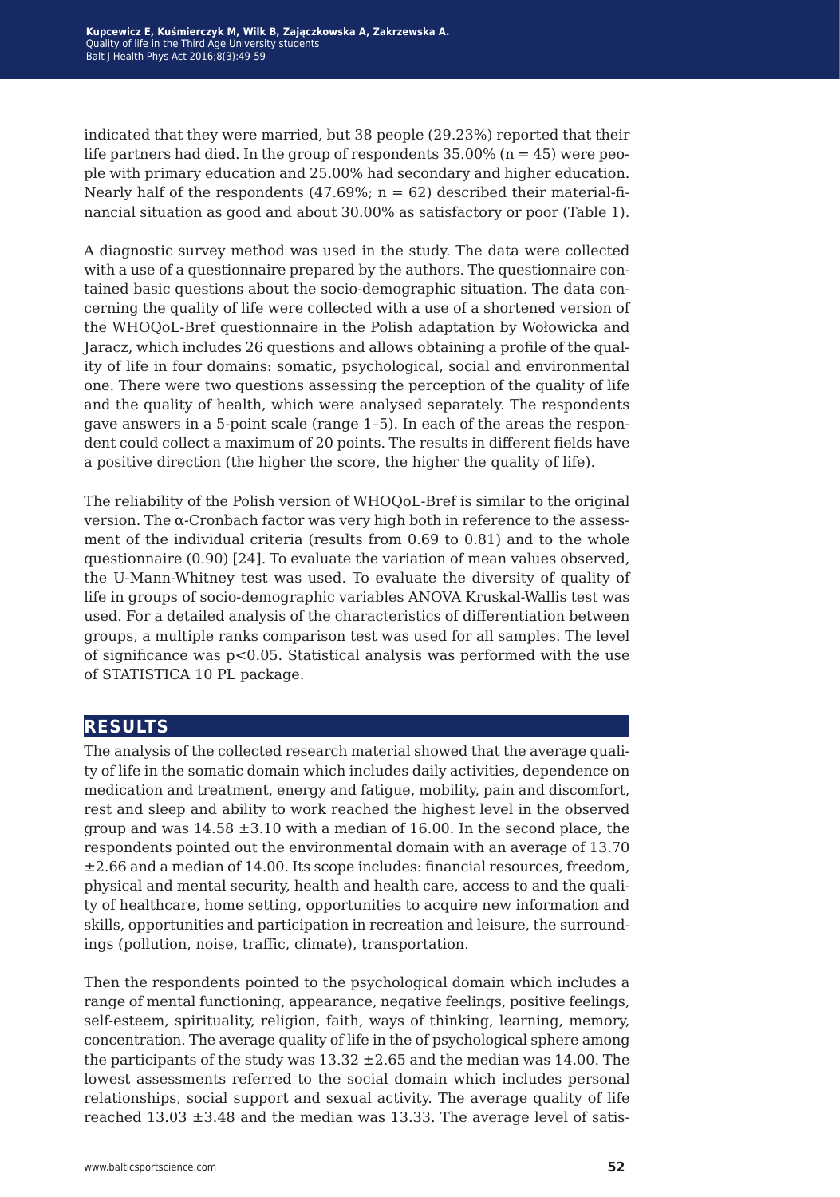indicated that they were married, but 38 people (29.23%) reported that their life partners had died. In the group of respondents 35.00% ($n = 45$) were people with primary education and 25.00% had secondary and higher education. Nearly half of the respondents (47.69%; $n = 62$) described their material-financial situation as good and about 30.00% as satisfactory or poor (Table 1).

A diagnostic survey method was used in the study. The data were collected with a use of a questionnaire prepared by the authors. The questionnaire contained basic questions about the socio-demographic situation. The data concerning the quality of life were collected with a use of a shortened version of the WHOQoL-Bref questionnaire in the Polish adaptation by Wołowicka and Jaracz, which includes 26 questions and allows obtaining a profile of the quality of life in four domains: somatic, psychological, social and environmental one. There were two questions assessing the perception of the quality of life and the quality of health, which were analysed separately. The respondents gave answers in a 5-point scale (range 1–5). In each of the areas the respondent could collect a maximum of 20 points. The results in different fields have a positive direction (the higher the score, the higher the quality of life).

The reliability of the Polish version of WHOQoL-Bref is similar to the original version. The α-Cronbach factor was very high both in reference to the assessment of the individual criteria (results from 0.69 to 0.81) and to the whole questionnaire (0.90) [24]. To evaluate the variation of mean values observed, the U-Mann-Whitney test was used. To evaluate the diversity of quality of life in groups of socio-demographic variables ANOVA Kruskal-Wallis test was used. For a detailed analysis of the characteristics of differentiation between groups, a multiple ranks comparison test was used for all samples. The level of significance was $p<0.05$. Statistical analysis was performed with the use of STATISTICA 10 PL package.

## RESULTS

The analysis of the collected research material showed that the average quality of life in the somatic domain which includes daily activities, dependence on medication and treatment, energy and fatigue, mobility, pain and discomfort, rest and sleep and ability to work reached the highest level in the observed group and was $14.58 \pm 3.10$ with a median of 16.00. In the second place, the respondents pointed out the environmental domain with an average of 13.70 $\pm 2.66$ and a median of 14.00. Its scope includes: financial resources, freedom, physical and mental security, health and health care, access to and the quality of healthcare, home setting, opportunities to acquire new information and skills, opportunities and participation in recreation and leisure, the surroundings (pollution, noise, traffic, climate), transportation.

Then the respondents pointed to the psychological domain which includes a range of mental functioning, appearance, negative feelings, positive feelings, self-esteem, spirituality, religion, faith, ways of thinking, learning, memory, concentration. The average quality of life in the of psychological sphere among the participants of the study was $13.32 \pm 2.65$ and the median was 14.00. The lowest assessments referred to the social domain which includes personal relationships, social support and sexual activity. The average quality of life reached $13.03 \pm 3.48$ and the median was 13.33. The average level of satis-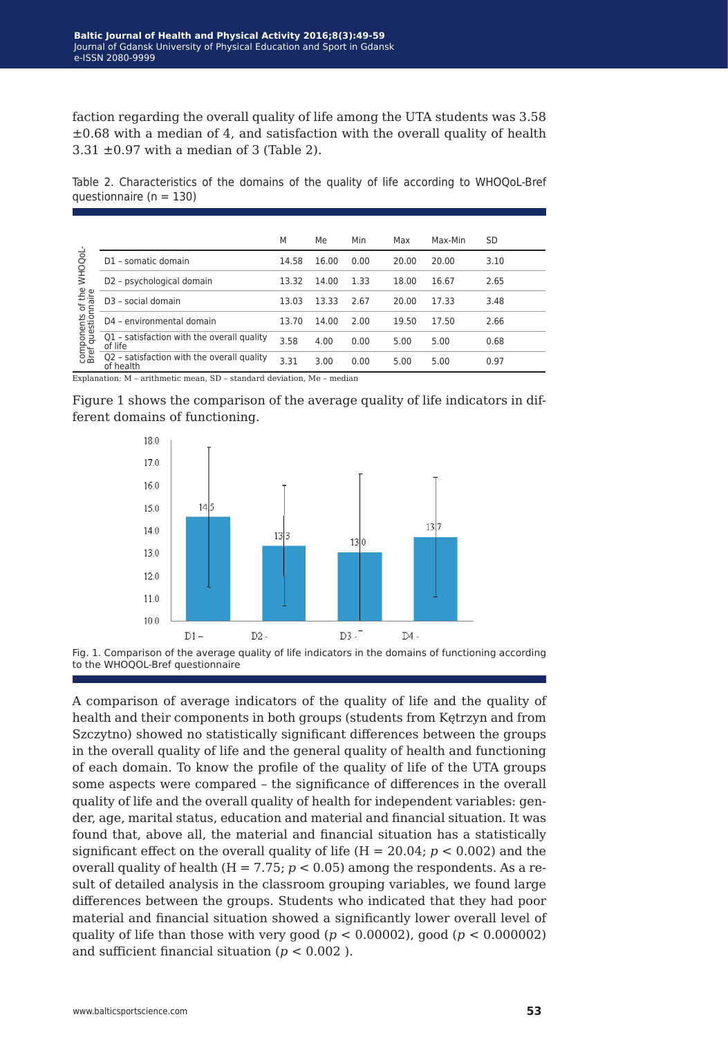faction regarding the overall quality of life among the UTA students was 3.58 ±0.68 with a median of 4, and satisfaction with the overall quality of health 3.31 ±0.97 with a median of 3 (Table 2).

Table 2. Characteristics of the domains of the quality of life according to WHOQoL-Bref questionnaire (n = 130)

| | | M | Me | Min | Max | Max-Min | SD |
|---|---|---|---|---|---|---|---|
| components of the WHOQoL-Bref questionnaire | D1 – somatic domain | 14.58 | 16.00 | 0.00 | 20.00 | 20.00 | 3.10 |
| | D2 – psychological domain | 13.32 | 14.00 | 1.33 | 18.00 | 16.67 | 2.65 |
| | D3 – social domain | 13.03 | 13.33 | 2.67 | 20.00 | 17.33 | 3.48 |
| | D4 – environmental domain | 13.70 | 14.00 | 2.00 | 19.50 | 17.50 | 2.66 |
| | Q1 – satisfaction with the overall quality of life | 3.58 | 4.00 | 0.00 | 5.00 | 5.00 | 0.68 |
| | Q2 – satisfaction with the overall quality of health | 3.31 | 3.00 | 0.00 | 5.00 | 5.00 | 0.97 |

Explanation: M – arithmetic mean, SD – standard deviation, Me – median

Figure 1 shows the comparison of the average quality of life indicators in different domains of functioning.

Fig. 1. Comparison of the average quality of life indicators in the domains of functioning according to the WHOQOL-Bref questionnaire

A comparison of average indicators of the quality of life and the quality of health and their components in both groups (students from Kętrzyn and from Szczytno) showed no statistically significant differences between the groups in the overall quality of life and the general quality of health and functioning of each domain. To know the profile of the quality of life of the UTA groups some aspects were compared – the significance of differences in the overall quality of life and the overall quality of health for independent variables: gender, age, marital status, education and material and financial situation. It was found that, above all, the material and financial situation has a statistically significant effect on the overall quality of life (H = 20.04; $p < 0.002$) and the overall quality of health (H = 7.75; $p < 0.05$) among the respondents. As a result of detailed analysis in the classroom grouping variables, we found large differences between the groups. Students who indicated that they had poor material and financial situation showed a significantly lower overall level of quality of life than those with very good ($p < 0.00002$), good ($p < 0.000002$) and sufficient financial situation ($p < 0.002$ ).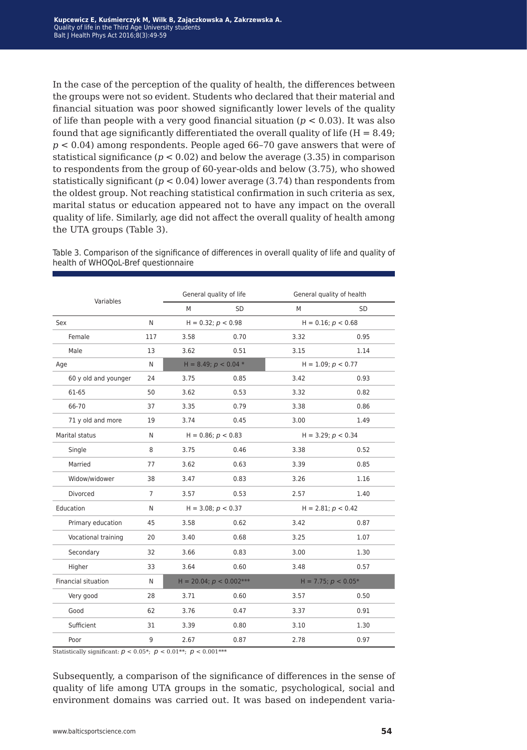In the case of the perception of the quality of health, the differences between the groups were not so evident. Students who declared that their material and financial situation was poor showed significantly lower levels of the quality of life than people with a very good financial situation ($p < 0.03$). It was also found that age significantly differentiated the overall quality of life ($H = 8.49$; $p < 0.04$) among respondents. People aged 66–70 gave answers that were of statistical significance ($p < 0.02$) and below the average (3.35) in comparison to respondents from the group of 60-year-olds and below (3.75), who showed statistically significant ($p < 0.04$) lower average (3.74) than respondents from the oldest group. Not reaching statistical confirmation in such criteria as sex, marital status or education appeared not to have any impact on the overall quality of life. Similarly, age did not affect the overall quality of health among the UTA groups (Table 3).

Table 3. Comparison of the significance of differences in overall quality of life and quality of health of WHOQoL-Bref questionnaire

| Variables | | General quality of life | | General quality of health | |
|---|---|---|---|---|---|
| | | M | SD | M | SD |
| Sex | N | $H = 0.32$; $p < 0.98$ | | $H = 0.16$; $p < 0.68$ | |
| Female | 117 | 3.58 | 0.70 | 3.32 | 0.95 |
| Male | 13 | 3.62 | 0.51 | 3.15 | 1.14 |
| Age | N | $H = 8.49$; $p < 0.04$ * | | $H = 1.09$; $p < 0.77$ | |
| 60 y old and younger | 24 | 3.75 | 0.85 | 3.42 | 0.93 |
| 61-65 | 50 | 3.62 | 0.53 | 3.32 | 0.82 |
| 66-70 | 37 | 3.35 | 0.79 | 3.38 | 0.86 |
| 71 y old and more | 19 | 3.74 | 0.45 | 3.00 | 1.49 |
| Marital status | N | $H = 0.86$; $p < 0.83$ | | $H = 3.29$; $p < 0.34$ | |
| Single | 8 | 3.75 | 0.46 | 3.38 | 0.52 |
| Married | 77 | 3.62 | 0.63 | 3.39 | 0.85 |
| Widow/widower | 38 | 3.47 | 0.83 | 3.26 | 1.16 |
| Divorced | 7 | 3.57 | 0.53 | 2.57 | 1.40 |
| Education | N | $H = 3.08$; $p < 0.37$ | | $H = 2.81$; $p < 0.42$ | |
| Primary education | 45 | 3.58 | 0.62 | 3.42 | 0.87 |
| Vocational training | 20 | 3.40 | 0.68 | 3.25 | 1.07 |
| Secondary | 32 | 3.66 | 0.83 | 3.00 | 1.30 |
| Higher | 33 | 3.64 | 0.60 | 3.48 | 0.57 |
| Financial situation | N | $H = 20.04$; $p < 0.002$*** | | $H = 7.75$; $p < 0.05$* | |
| Very good | 28 | 3.71 | 0.60 | 3.57 | 0.50 |
| Good | 62 | 3.76 | 0.47 | 3.37 | 0.91 |
| Sufficient | 31 | 3.39 | 0.80 | 3.10 | 1.30 |
| Poor | 9 | 2.67 | 0.87 | 2.78 | 0.97 |

Statistically significant: $p < 0.05$*; $p < 0.01$**; $p < 0.001$***

Subsequently, a comparison of the significance of differences in the sense of quality of life among UTA groups in the somatic, psychological, social and environment domains was carried out. It was based on independent varia-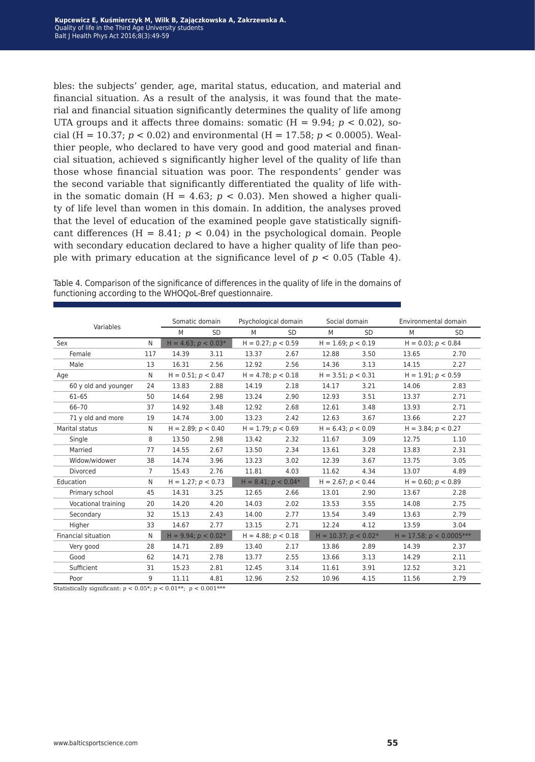bles: the subjects' gender, age, marital status, education, and material and financial situation. As a result of the analysis, it was found that the material and financial situation significantly determines the quality of life among UTA groups and it affects three domains: somatic (H = 9.94; $p < 0.02$), social (H = 10.37; $p < 0.02$) and environmental (H = 17.58; $p < 0.0005$). Wealthier people, who declared to have very good and good material and financial situation, achieved s significantly higher level of the quality of life than those whose financial situation was poor. The respondents' gender was the second variable that significantly differentiated the quality of life within the somatic domain (H = 4.63; $p < 0.03$). Men showed a higher quality of life level than women in this domain. In addition, the analyses proved that the level of education of the examined people gave statistically significant differences (H = 8.41; $p < 0.04$) in the psychological domain. People with secondary education declared to have a higher quality of life than people with primary education at the significance level of $p < 0.05$ (Table 4).

Table 4. Comparison of the significance of differences in the quality of life in the domains of functioning according to the WHOQoL-Bref questionnaire.

| Variables | | Somatic domain | | Psychological domain | | Social domain | | Environmental domain | |
|---|---|---|---|---|---|---|---|---|---|
| | | M | SD | M | SD | M | SD | M | SD |
| Sex | N | H = 4.63; $p < 0.03$* | | H = 0.27; $p < 0.59$ | | H = 1.69; $p < 0.19$ | | H = 0.03; $p < 0.84$ | |
| Female | 117 | 14.39 | 3.11 | 13.37 | 2.67 | 12.88 | 3.50 | 13.65 | 2.70 |
| Male | 13 | 16.31 | 2.56 | 12.92 | 2.56 | 14.36 | 3.13 | 14.15 | 2.27 |
| Age | N | H = 0.51; $p < 0.47$ | | H = 4.78; $p < 0.18$ | | H = 3.51; $p < 0.31$ | | H = 1.91; $p < 0.59$ | |
| 60 y old and younger | 24 | 13.83 | 2.88 | 14.19 | 2.18 | 14.17 | 3.21 | 14.06 | 2.83 |
| 61–65 | 50 | 14.64 | 2.98 | 13.24 | 2.90 | 12.93 | 3.51 | 13.37 | 2.71 |
| 66–70 | 37 | 14.92 | 3.48 | 12.92 | 2.68 | 12.61 | 3.48 | 13.93 | 2.71 |
| 71 y old and more | 19 | 14.74 | 3.00 | 13.23 | 2.42 | 12.63 | 3.67 | 13.66 | 2.27 |
| Marital status | N | H = 2.89; $p < 0.40$ | | H = 1.79; $p < 0.69$ | | H = 6.43; $p < 0.09$ | | H = 3.84; $p < 0.27$ | |
| Single | 8 | 13.50 | 2.98 | 13.42 | 2.32 | 11.67 | 3.09 | 12.75 | 1.10 |
| Married | 77 | 14.55 | 2.67 | 13.50 | 2.34 | 13.61 | 3.28 | 13.83 | 2.31 |
| Widow/widower | 38 | 14.74 | 3.96 | 13.23 | 3.02 | 12.39 | 3.67 | 13.75 | 3.05 |
| Divorced | 7 | 15.43 | 2.76 | 11.81 | 4.03 | 11.62 | 4.34 | 13.07 | 4.89 |
| Education | N | H = 1.27; $p < 0.73$ | | H = 8.41; $p < 0.04$* | | H = 2.67; $p < 0.44$ | | H = 0.60; $p < 0.89$ | |
| Primary school | 45 | 14.31 | 3.25 | 12.65 | 2.66 | 13.01 | 2.90 | 13.67 | 2.28 |
| Vocational training | 20 | 14.20 | 4.20 | 14.03 | 2.02 | 13.53 | 3.55 | 14.08 | 2.75 |
| Secondary | 32 | 15.13 | 2.43 | 14.00 | 2.77 | 13.54 | 3.49 | 13.63 | 2.79 |
| Higher | 33 | 14.67 | 2.77 | 13.15 | 2.71 | 12.24 | 4.12 | 13.59 | 3.04 |
| Financial situation | N | H = 9.94; $p < 0.02$* | | H = 4.88; $p < 0.18$ | | H = 10.37; $p < 0.02$* | | H = 17.58; $p < 0.0005$*** | |
| Very good | 28 | 14.71 | 2.89 | 13.40 | 2.17 | 13.86 | 2.89 | 14.39 | 2.37 |
| Good | 62 | 14.71 | 2.78 | 13.77 | 2.55 | 13.66 | 3.13 | 14.29 | 2.11 |
| Sufficient | 31 | 15.23 | 2.81 | 12.45 | 3.14 | 11.61 | 3.91 | 12.52 | 3.21 |
| Poor | 9 | 11.11 | 4.81 | 12.96 | 2.52 | 10.96 | 4.15 | 11.56 | 2.79 |

Statistically significant: $p < 0.05$*; $p < 0.01$**; $p < 0.001$***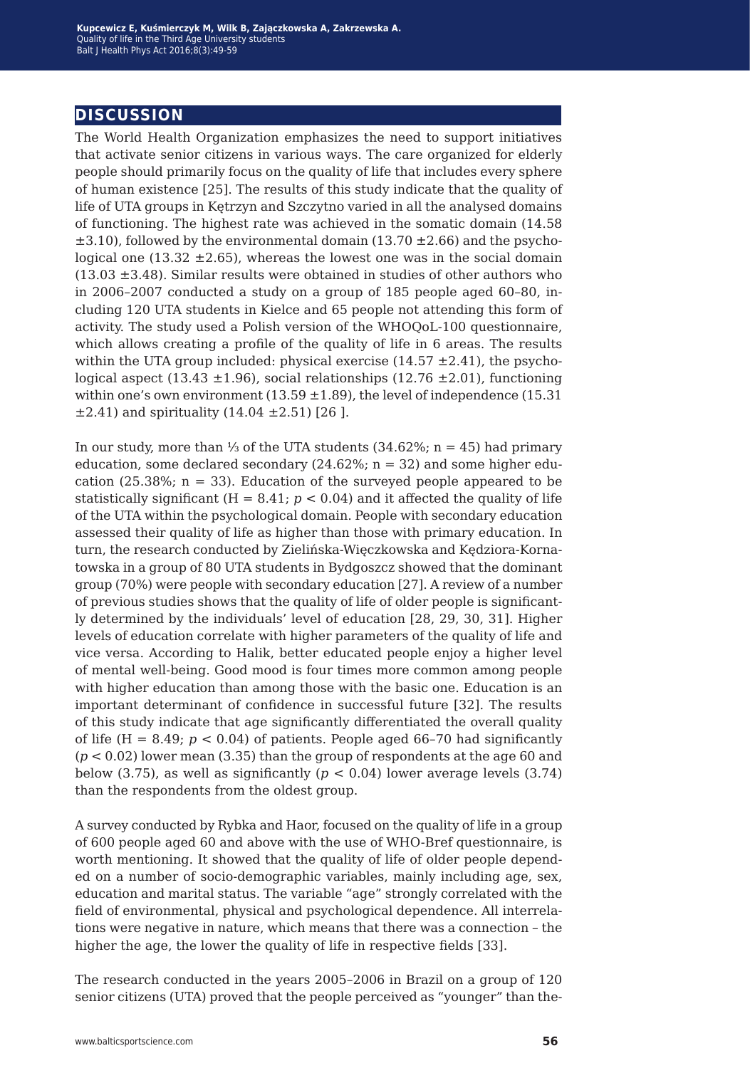## DISCUSSION

The World Health Organization emphasizes the need to support initiatives that activate senior citizens in various ways. The care organized for elderly people should primarily focus on the quality of life that includes every sphere of human existence [25]. The results of this study indicate that the quality of life of UTA groups in Kętrzyn and Szczytno varied in all the analysed domains of functioning. The highest rate was achieved in the somatic domain (14.58 ±3.10), followed by the environmental domain (13.70 ±2.66) and the psychological one (13.32 ±2.65), whereas the lowest one was in the social domain (13.03 ±3.48). Similar results were obtained in studies of other authors who in 2006–2007 conducted a study on a group of 185 people aged 60–80, including 120 UTA students in Kielce and 65 people not attending this form of activity. The study used a Polish version of the WHOQoL-100 questionnaire, which allows creating a profile of the quality of life in 6 areas. The results within the UTA group included: physical exercise (14.57 ±2.41), the psychological aspect (13.43 ±1.96), social relationships (12.76 ±2.01), functioning within one's own environment (13.59 ±1.89), the level of independence (15.31 ±2.41) and spirituality (14.04 ±2.51) [26 ].

In our study, more than ⅓ of the UTA students (34.62%; n = 45) had primary education, some declared secondary (24.62%; n = 32) and some higher education (25.38%; n = 33). Education of the surveyed people appeared to be statistically significant ($H = 8.41$; $p < 0.04$) and it affected the quality of life of the UTA within the psychological domain. People with secondary education assessed their quality of life as higher than those with primary education. In turn, the research conducted by Zielińska-Więczkowska and Kędziora-Kornatowska in a group of 80 UTA students in Bydgoszcz showed that the dominant group (70%) were people with secondary education [27]. A review of a number of previous studies shows that the quality of life of older people is significantly determined by the individuals' level of education [28, 29, 30, 31]. Higher levels of education correlate with higher parameters of the quality of life and vice versa. According to Halik, better educated people enjoy a higher level of mental well-being. Good mood is four times more common among people with higher education than among those with the basic one. Education is an important determinant of confidence in successful future [32]. The results of this study indicate that age significantly differentiated the overall quality of life ($H = 8.49$; $p < 0.04$) of patients. People aged 66–70 had significantly ($p < 0.02$) lower mean (3.35) than the group of respondents at the age 60 and below (3.75), as well as significantly ($p < 0.04$) lower average levels (3.74) than the respondents from the oldest group.

A survey conducted by Rybka and Haor, focused on the quality of life in a group of 600 people aged 60 and above with the use of WHO-Bref questionnaire, is worth mentioning. It showed that the quality of life of older people depended on a number of socio-demographic variables, mainly including age, sex, education and marital status. The variable "age" strongly correlated with the field of environmental, physical and psychological dependence. All interrelations were negative in nature, which means that there was a connection – the higher the age, the lower the quality of life in respective fields [33].

The research conducted in the years 2005–2006 in Brazil on a group of 120 senior citizens (UTA) proved that the people perceived as "younger" than the-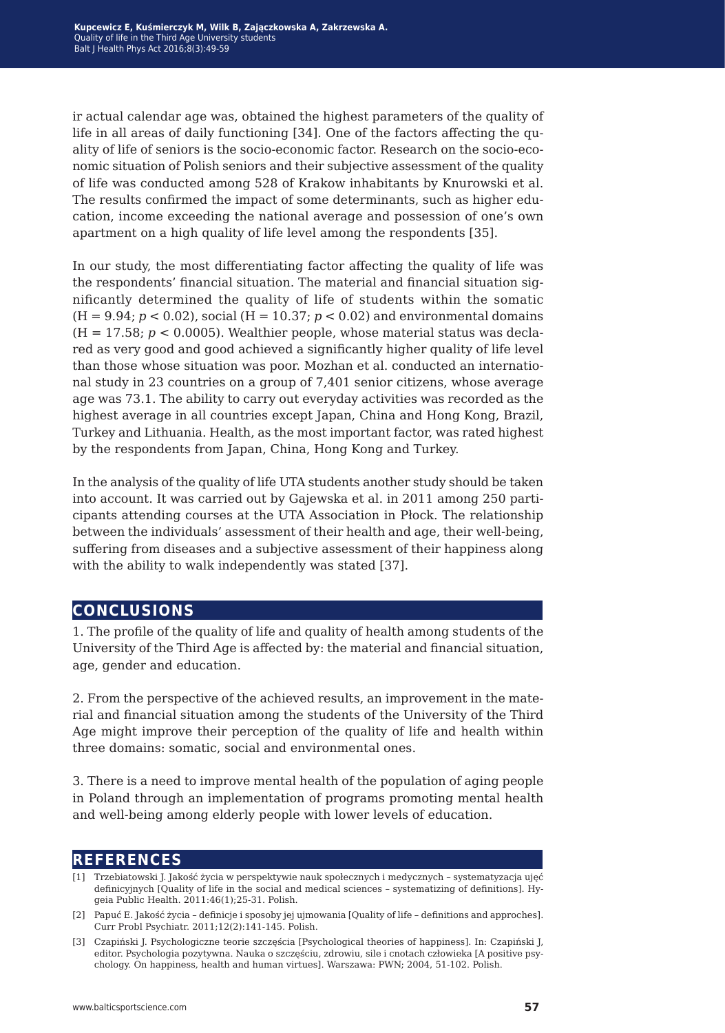ir actual calendar age was, obtained the highest parameters of the quality of life in all areas of daily functioning [34]. One of the factors affecting the quality of life of seniors is the socio-economic factor. Research on the socio-economic situation of Polish seniors and their subjective assessment of the quality of life was conducted among 528 of Krakow inhabitants by Knurowski et al. The results confirmed the impact of some determinants, such as higher education, income exceeding the national average and possession of one's own apartment on a high quality of life level among the respondents [35].

In our study, the most differentiating factor affecting the quality of life was the respondents' financial situation. The material and financial situation significantly determined the quality of life of students within the somatic ($H = 9.94$; $p < 0.02$), social ($H = 10.37$; $p < 0.02$) and environmental domains ($H = 17.58$; $p < 0.0005$). Wealthier people, whose material status was declared as very good and good achieved a significantly higher quality of life level than those whose situation was poor. Mozhan et al. conducted an international study in 23 countries on a group of 7,401 senior citizens, whose average age was 73.1. The ability to carry out everyday activities was recorded as the highest average in all countries except Japan, China and Hong Kong, Brazil, Turkey and Lithuania. Health, as the most important factor, was rated highest by the respondents from Japan, China, Hong Kong and Turkey.

In the analysis of the quality of life UTA students another study should be taken into account. It was carried out by Gajewska et al. in 2011 among 250 participants attending courses at the UTA Association in Płock. The relationship between the individuals' assessment of their health and age, their well-being, suffering from diseases and a subjective assessment of their happiness along with the ability to walk independently was stated [37].

## CONCLUSIONS

1. The profile of the quality of life and quality of health among students of the University of the Third Age is affected by: the material and financial situation, age, gender and education.

2. From the perspective of the achieved results, an improvement in the material and financial situation among the students of the University of the Third Age might improve their perception of the quality of life and health within three domains: somatic, social and environmental ones.

3. There is a need to improve mental health of the population of aging people in Poland through an implementation of programs promoting mental health and well-being among elderly people with lower levels of education.

## REFERENCES

[1] Trzebiatowski J. Jakość życia w perspektywie nauk społecznych i medycznych – systematyzacja ujęć definicyjnych [Quality of life in the social and medical sciences – systematizing of definitions]. Hygeia Public Health. 2011:46(1);25-31. Polish.

[2] Papuć E. Jakość życia – definicje i sposoby jej ujmowania [Quality of life – definitions and approches]. Curr Probl Psychiatr. 2011;12(2):141-145. Polish.

[3] Czapiński J. Psychologiczne teorie szczęścia [Psychological theories of happiness]. In: Czapiński J, editor. Psychologia pozytywna. Nauka o szczęściu, zdrowiu, sile i cnotach człowieka [A positive psychology. On happiness, health and human virtues]. Warszawa: PWN; 2004, 51-102. Polish.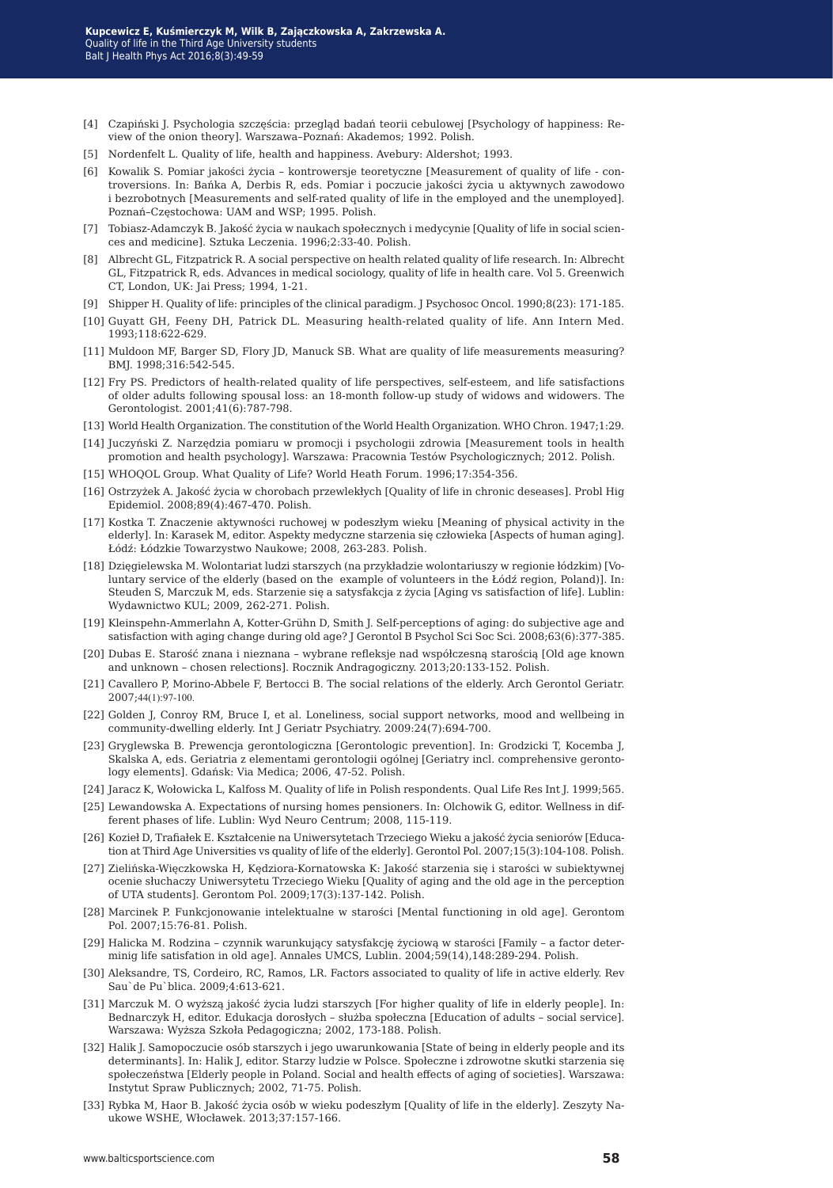[4] Czapiński J. Psychologia szczęścia: przegląd badań teorii cebulowej [Psychology of happiness: Review of the onion theory]. Warszawa–Poznań: Akademos; 1992. Polish.

[5] Nordenfelt L. Quality of life, health and happiness. Avebury: Aldershot; 1993.

[6] Kowalik S. Pomiar jakości życia – kontrowersje teoretyczne [Measurement of quality of life - controversions. In: Bańka A, Derbis R, eds. Pomiar i poczucie jakości życia u aktywnych zawodowo i bezrobotnych [Measurements and self-rated quality of life in the employed and the unemployed]. Poznań–Częstochowa: UAM and WSP; 1995. Polish.

[7] Tobiasz-Adamczyk B. Jakość życia w naukach społecznych i medycynie [Quality of life in social sciences and medicine]. Sztuka Leczenia. 1996;2:33-40. Polish.

[8] Albrecht GL, Fitzpatrick R. A social perspective on health related quality of life research. In: Albrecht GL, Fitzpatrick R, eds. Advances in medical sociology, quality of life in health care. Vol 5. Greenwich CT, London, UK: Jai Press; 1994, 1-21.

[9] Shipper H. Quality of life: principles of the clinical paradigm. J Psychosoc Oncol. 1990;8(23): 171-185.

[10] Guyatt GH, Feeny DH, Patrick DL. Measuring health-related quality of life. Ann Intern Med. 1993;118:622-629.

[11] Muldoon MF, Barger SD, Flory JD, Manuck SB. What are quality of life measurements measuring? BMJ. 1998;316:542-545.

[12] Fry PS. Predictors of health-related quality of life perspectives, self-esteem, and life satisfactions of older adults following spousal loss: an 18-month follow-up study of widows and widowers. The Gerontologist. 2001;41(6):787-798.

[13] World Health Organization. The constitution of the World Health Organization. WHO Chron. 1947;1:29.

[14] Juczyński Z. Narzędzia pomiaru w promocji i psychologii zdrowia [Measurement tools in health promotion and health psychology]. Warszawa: Pracownia Testów Psychologicznych; 2012. Polish.

[15] WHOQOL Group. What Quality of Life? World Heath Forum. 1996;17:354-356.

[16] Ostrzyżek A. Jakość życia w chorobach przewlekłych [Quality of life in chronic deseases]. Probl Hig Epidemiol. 2008;89(4):467-470. Polish.

[17] Kostka T. Znaczenie aktywności ruchowej w podeszłym wieku [Meaning of physical activity in the elderly]. In: Karasek M, editor. Aspekty medyczne starzenia się człowieka [Aspects of human aging]. Łódź: Łódzkie Towarzystwo Naukowe; 2008, 263-283. Polish.

[18] Dzięgielewska M. Wolontariat ludzi starszych (na przykładzie wolontariuszy w regionie łódzkim) [Voluntary service of the elderly (based on the example of volunteers in the Łódź region, Poland)]. In: Steuden S, Marczuk M, eds. Starzenie się a satysfakcja z życia [Aging vs satisfaction of life]. Lublin: Wydawnictwo KUL; 2009, 262-271. Polish.

[19] Kleinspehn-Ammerlahn A, Kotter-Grühn D, Smith J. Self-perceptions of aging: do subjective age and satisfaction with aging change during old age? J Gerontol B Psychol Sci Soc Sci. 2008;63(6):377-385.

[20] Dubas E. Starość znana i nieznana – wybrane refleksje nad współczesną starością [Old age known and unknown – chosen relections]. Rocznik Andragogiczny. 2013;20:133-152. Polish.

[21] Cavallero P, Morino-Abbele F, Bertocci B. The social relations of the elderly. Arch Gerontol Geriatr. 2007;44(1):97-100.

[22] Golden J, Conroy RM, Bruce I, et al. Loneliness, social support networks, mood and wellbeing in community-dwelling elderly. Int J Geriatr Psychiatry. 2009:24(7):694-700.

[23] Gryglewska B. Prewencja gerontologiczna [Gerontologic prevention]. In: Grodzicki T, Kocemba J, Skalska A, eds. Geriatria z elementami gerontologii ogólnej [Geriatry incl. comprehensive gerontology elements]. Gdańsk: Via Medica; 2006, 47-52. Polish.

[24] Jaracz K, Wołowicka L, Kalfoss M. Quality of life in Polish respondents. Qual Life Res Int J. 1999;565.

[25] Lewandowska A. Expectations of nursing homes pensioners. In: Olchowik G, editor. Wellness in different phases of life. Lublin: Wyd Neuro Centrum; 2008, 115-119.

[26] Kozieł D, Trafiałek E. Kształcenie na Uniwersytetach Trzeciego Wieku a jakość życia seniorów [Education at Third Age Universities vs quality of life of the elderly]. Gerontol Pol. 2007;15(3):104-108. Polish.

[27] Zielińska-Więczkowska H, Kędziora-Kornatowska K: Jakość starzenia się i starości w subiektywnej ocenie słuchaczy Uniwersytetu Trzeciego Wieku [Quality of aging and the old age in the perception of UTA students]. Gerontom Pol. 2009;17(3):137-142. Polish.

[28] Marcinek P. Funkcjonowanie intelektualne w starości [Mental functioning in old age]. Gerontom Pol. 2007;15:76-81. Polish.

[29] Halicka M. Rodzina – czynnik warunkujący satysfakcję życiową w starości [Family – a factor determinig life satisfation in old age]. Annales UMCS, Lublin. 2004;59(14),148:289-294. Polish.

[30] Aleksandre, TS, Cordeiro, RC, Ramos, LR. Factors associated to quality of life in active elderly. Rev Sau`de Pu`blica. 2009;4:613-621.

[31] Marczuk M. O wyższą jakość życia ludzi starszych [For higher quality of life in elderly people]. In: Bednarczyk H, editor. Edukacja dorosłych – służba społeczna [Education of adults – social service]. Warszawa: Wyższa Szkoła Pedagogiczna; 2002, 173-188. Polish.

[32] Halik J. Samopoczucie osób starszych i jego uwarunkowania [State of being in elderly people and its determinants]. In: Halik J, editor. Starzy ludzie w Polsce. Społeczne i zdrowotne skutki starzenia się społeczeństwa [Elderly people in Poland. Social and health effects of aging of societies]. Warszawa: Instytut Spraw Publicznych; 2002, 71-75. Polish.

[33] Rybka M, Haor B. Jakość życia osób w wieku podeszłym [Quality of life in the elderly]. Zeszyty Naukowe WSHE, Włocławek. 2013;37:157-166.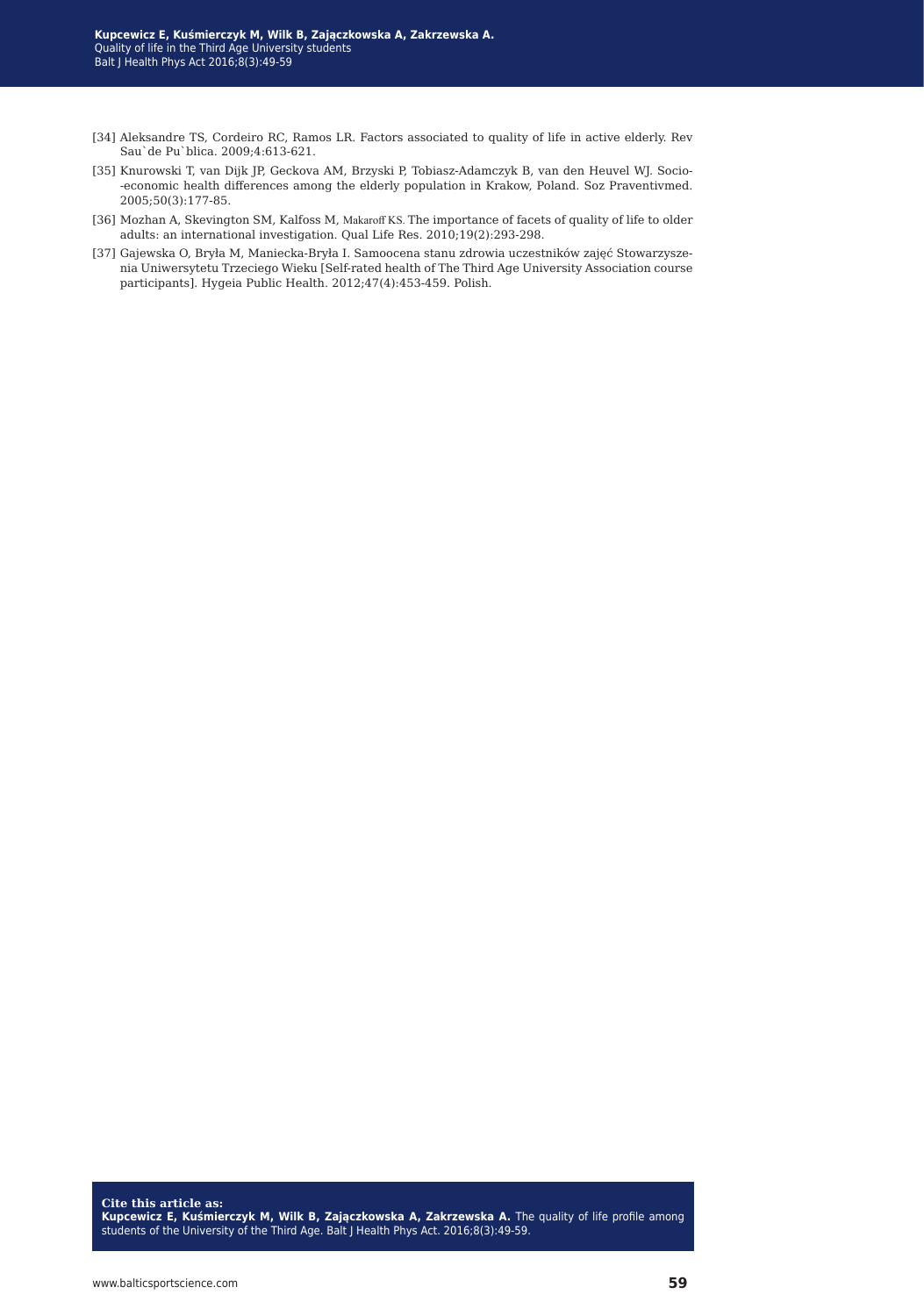[34] Aleksandre TS, Cordeiro RC, Ramos LR. Factors associated to quality of life in active elderly. Rev Sau`de Pu`blica. 2009;4:613-621.

[35] Knurowski T, van Dijk JP, Geckova AM, Brzyski P, Tobiasz-Adamczyk B, van den Heuvel WJ. Socio--economic health differences among the elderly population in Krakow, Poland. Soz Praventivmed. 2005;50(3):177-85.

[36] Mozhan A, Skevington SM, Kalfoss M, Makaroff KS. The importance of facets of quality of life to older adults: an international investigation. Qual Life Res. 2010;19(2):293-298.

[37] Gajewska O, Bryła M, Maniecka-Bryła I. Samoocena stanu zdrowia uczestników zajęć Stowarzyszenia Uniwersytetu Trzeciego Wieku [Self-rated health of The Third Age University Association course participants]. Hygeia Public Health. 2012;47(4):453-459. Polish.

**Cite this article as:**
**Kupcewicz E, Kuśmierczyk M, Wilk B, Zajączkowska A, Zakrzewska A.** The quality of life profile among students of the University of the Third Age. Balt J Health Phys Act. 2016;8(3):49-59.